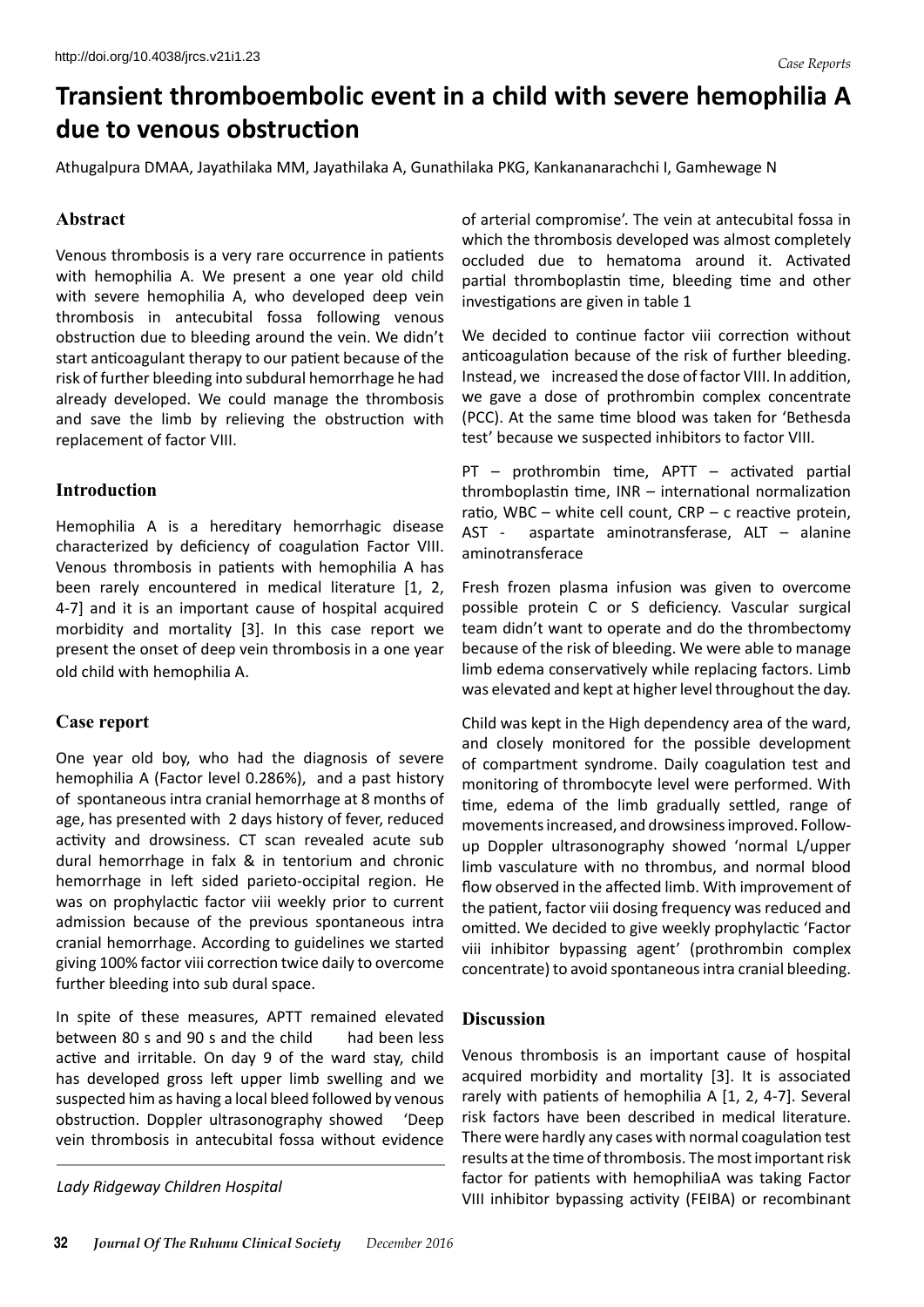# Transient thromboembolic event in a child with severe hemophilia A due to venous obstruction

Athugalpura DMAA, Jayathilaka MM, Jayathilaka A, Gunathilaka PKG, Kankananarachchi I, Gamhewage N

## Abstract

Venous thrombosis is a very rare occurrence in patients with hemophilia A. We present a one year old child with severe hemophilia A, who developed deep vein thrombosis in antecubital fossa following venous obstruction due to bleeding around the vein. We didn't start anticoagulant therapy to our patient because of the risk of further bleeding into subdural hemorrhage he had already developed. We could manage the thrombosis and save the limb by relieving the obstruction with replacement of factor VIII.

## Introduction

Hemophilia A is a hereditary hemorrhagic disease characterized by deficiency of coagulation Factor VIII. Venous thrombosis in patients with hemophilia A has been rarely encountered in medical literature [1, 2, 4-7] and it is an important cause of hospital acquired morbidity and mortality [3]. In this case report we present the onset of deep vein thrombosis in a one year old child with hemophilia A.

## Case report

One year old boy, who had the diagnosis of severe hemophilia A (Factor level 0.286%), and a past history of spontaneous intra cranial hemorrhage at 8 months of age, has presented with 2 days history of fever, reduced activity and drowsiness. CT scan revealed acute sub dural hemorrhage in falx & in tentorium and chronic hemorrhage in left sided parieto-occipital region. He was on prophylactic factor viii weekly prior to current admission because of the previous spontaneous intra cranial hemorrhage. According to guidelines we started giving 100% factor viii correction twice daily to overcome further bleeding into sub dural space.

In spite of these measures, APTT remained elevated between 80 s and 90 s and the child had been less active and irritable. On day 9 of the ward stay, child has developed gross left upper limb swelling and we suspected him as having a local bleed followed by venous obstruction. Doppler ultrasonography showed 'Deep vein thrombosis in antecubital fossa without evidence of arterial compromise'. The vein at antecubital fossa in which the thrombosis developed was almost completely occluded due to hematoma around it. Activated partial thromboplastin time, bleeding time and other investigations are given in table 1

We decided to continue factor viii correction without anticoagulation because of the risk of further bleeding. Instead, we increased the dose of factor VIII. In addition, we gave a dose of prothrombin complex concentrate (PCC). At the same time blood was taken for 'Bethesda test' because we suspected inhibitors to factor VIII.

PT – prothrombin time, APTT – activated partial thromboplastin time, INR – international normalization ratio, WBC – white cell count, CRP – c reactive protein, AST - aspartate aminotransferase, ALT – alanine aminotransferace

Fresh frozen plasma infusion was given to overcome possible protein C or S deficiency. Vascular surgical team didn't want to operate and do the thrombectomy because of the risk of bleeding. We were able to manage limb edema conservatively while replacing factors. Limb was elevated and kept at higher level throughout the day.

Child was kept in the High dependency area of the ward, and closely monitored for the possible development of compartment syndrome. Daily coagulation test and monitoring of thrombocyte level were performed. With time, edema of the limb gradually settled, range of movements increased, and drowsiness improved. Follow-up Doppler ultrasonography showed 'normal L/upper limb vasculature with no thrombus, and normal blood flow observed in the affected limb. With improvement of the patient, factor viii dosing frequency was reduced and omitted. We decided to give weekly prophylactic 'Factor viii inhibitor bypassing agent' (prothrombin complex concentrate) to avoid spontaneous intra cranial bleeding.

## Discussion

Venous thrombosis is an important cause of hospital acquired morbidity and mortality [3]. It is associated rarely with patients of hemophilia A [1, 2, 4-7]. Several risk factors have been described in medical literature. There were hardly any cases with normal coagulation test results at the time of thrombosis. The most important risk factor for patients with hemophiliaA was taking Factor VIII inhibitor bypassing activity (FEIBA) or recombinant

*Lady Ridgeway Children Hospital*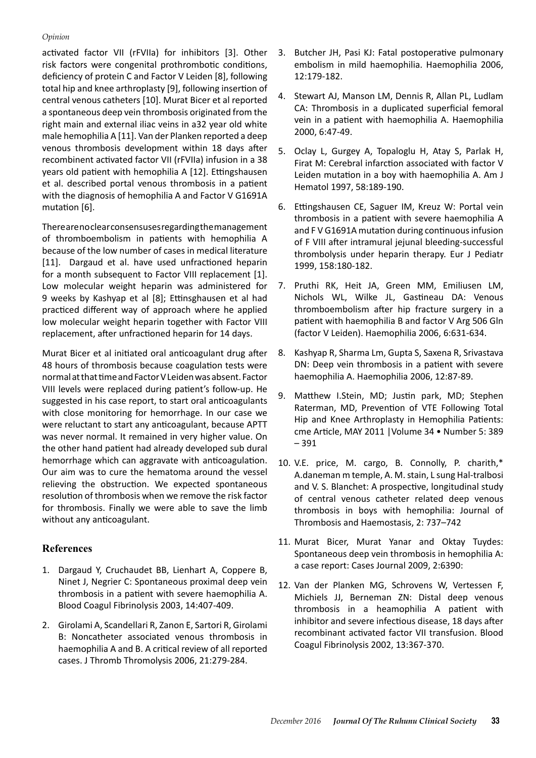activated factor VII (rFVIIa) for inhibitors [3]. Other risk factors were congenital prothrombotic conditions, deficiency of protein C and Factor V Leiden [8], following total hip and knee arthroplasty [9], following insertion of central venous catheters [10]. Murat Bicer et al reported a spontaneous deep vein thrombosis originated from the right main and external iliac veins in a32 year old white male hemophilia A [11]. Van der Planken reported a deep venous thrombosis development within 18 days after recombinent activated factor VII (rFVIIa) infusion in a 38 years old patient with hemophilia A [12]. Ettingshausen et al. described portal venous thrombosis in a patient with the diagnosis of hemophilia A and Factor V G1691A mutation [6].

There are no clear consensuses regarding the management of thromboembolism in patients with hemophilia A because of the low number of cases in medical literature [11]. Dargaud et al. have used unfractioned heparin for a month subsequent to Factor VIII replacement [1]. Low molecular weight heparin was administered for 9 weeks by Kashyap et al [8]; Ettinsghausen et al had practiced different way of approach where he applied low molecular weight heparin together with Factor VIII replacement, after unfractioned heparin for 14 days.

Murat Bicer et al initiated oral anticoagulant drug after 48 hours of thrombosis because coagulation tests were normal at that time and Factor V Leiden was absent. Factor VIII levels were replaced during patient's follow-up. He suggested in his case report, to start oral anticoagulants with close monitoring for hemorrhage. In our case we were reluctant to start any anticoagulant, because APTT was never normal. It remained in very higher value. On the other hand patient had already developed sub dural hemorrhage which can aggravate with anticoagulation. Our aim was to cure the hematoma around the vessel relieving the obstruction. We expected spontaneous resolution of thrombosis when we remove the risk factor for thrombosis. Finally we were able to save the limb without any anticoagulant.

## References

1. Dargaud Y, Cruchaudet BB, Lienhart A, Coppere B, Ninet J, Negrier C: Spontaneous proximal deep vein thrombosis in a patient with severe haemophilia A. Blood Coagul Fibrinolysis 2003, 14:407-409.
2. Girolami A, Scandellari R, Zanon E, Sartori R, Girolami B: Noncatheter associated venous thrombosis in haemophilia A and B. A critical review of all reported cases. J Thromb Thromolysis 2006, 21:279-284.
3. Butcher JH, Pasi KJ: Fatal postoperative pulmonary embolism in mild haemophilia. Haemophilia 2006, 12:179-182.
4. Stewart AJ, Manson LM, Dennis R, Allan PL, Ludlam CA: Thrombosis in a duplicated superficial femoral vein in a patient with haemophilia A. Haemophilia 2000, 6:47-49.
5. Oclay L, Gurgey A, Topaloglu H, Atay S, Parlak H, Firat M: Cerebral infarction associated with factor V Leiden mutation in a boy with haemophilia A. Am J Hematol 1997, 58:189-190.
6. Ettingshausen CE, Saguer IM, Kreuz W: Portal vein thrombosis in a patient with severe haemophilia A and F V G1691A mutation during continuous infusion of F VIII after intramural jejunal bleeding-successful thrombolysis under heparin therapy. Eur J Pediatr 1999, 158:180-182.
7. Pruthi RK, Heit JA, Green MM, Emiliusen LM, Nichols WL, Wilke JL, Gastineau DA: Venous thromboembolism after hip fracture surgery in a patient with haemophilia B and factor V Arg 506 Gln (factor V Leiden). Haemophilia 2006, 6:631-634.
8. Kashyap R, Sharma Lm, Gupta S, Saxena R, Srivastava DN: Deep vein thrombosis in a patient with severe haemophilia A. Haemophilia 2006, 12:87-89.
9. Matthew I.Stein, MD; Justin park, MD; Stephen Raterman, MD, Prevention of VTE Following Total Hip and Knee Arthroplasty in Hemophilia Patients: cme Article, MAY 2011 |Volume 34 • Number 5: 389 – 391
10. V.E. price, M. cargo, B. Connolly, P. charith,* A.daneman m temple, A. M. stain, L sung Hal-tralbosi and V. S. Blanchet: A prospective, longitudinal study of central venous catheter related deep venous thrombosis in boys with hemophilia: Journal of Thrombosis and Haemostasis, 2: 737–742
11. Murat Bicer, Murat Yanar and Oktay Tuydes: Spontaneous deep vein thrombosis in hemophilia A: a case report: Cases Journal 2009, 2:6390:
12. Van der Planken MG, Schrovens W, Vertessen F, Michiels JJ, Berneman ZN: Distal deep venous thrombosis in a heamophilia A patient with inhibitor and severe infectious disease, 18 days after recombinant activated factor VII transfusion. Blood Coagul Fibrinolysis 2002, 13:367-370.